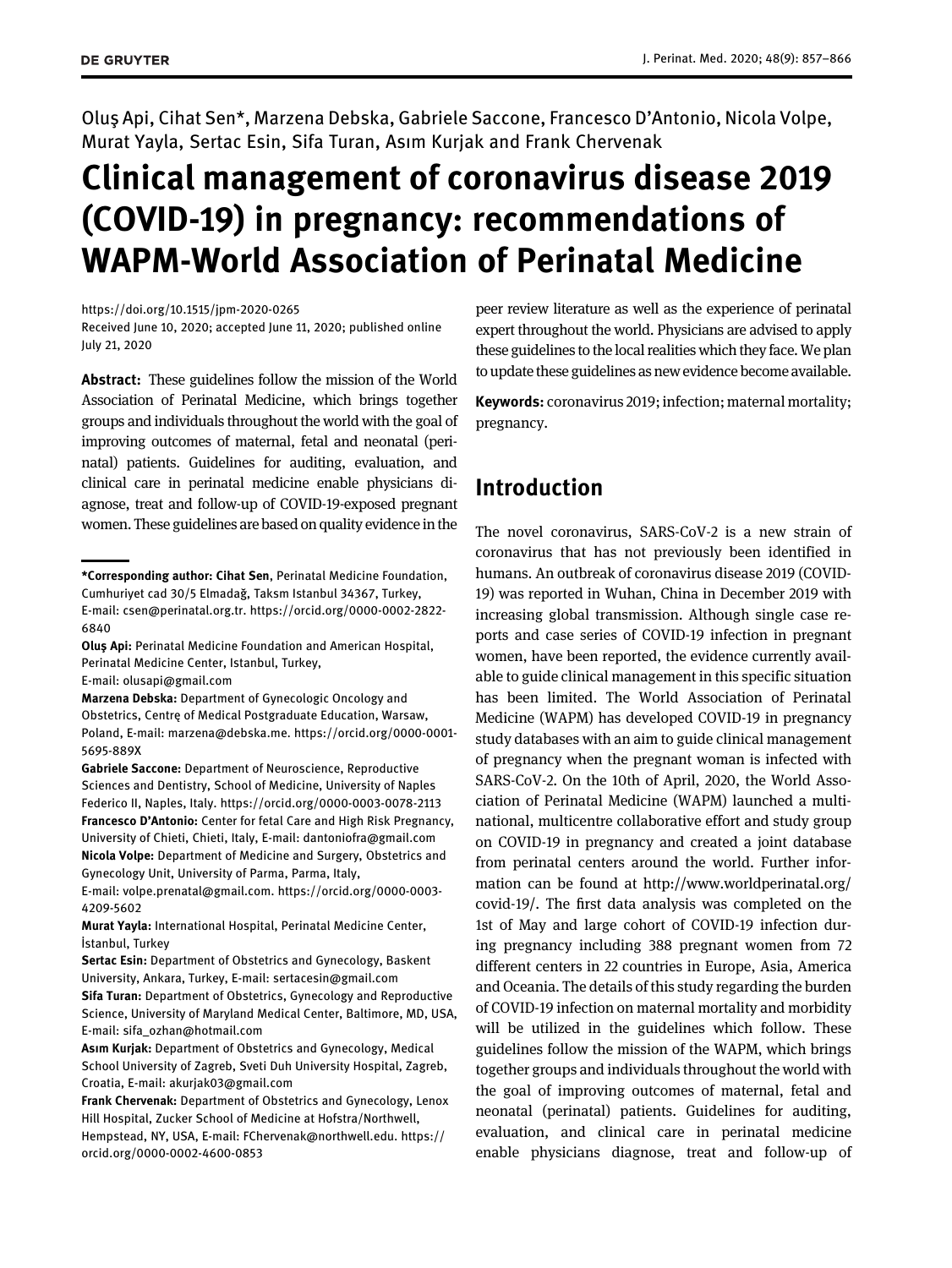Oluş Api, Cihat Sen*, Marzena Debska, Gabriele Saccone, Francesco D'Antonio, Nicola Volpe, Murat Yayla, Sertac Esin, Sifa Turan, Asım Kurjak and Frank Chervenak

# Clinical management of coronavirus disease 2019 (COVID-19) in pregnancy: recommendations of WAPM-World Association of Perinatal Medicine

https://doi.org/10.1515/jpm-2020-0265
Received June 10, 2020; accepted June 11, 2020; published online July 21, 2020

**Abstract:** These guidelines follow the mission of the World Association of Perinatal Medicine, which brings together groups and individuals throughout the world with the goal of improving outcomes of maternal, fetal and neonatal (perinatal) patients. Guidelines for auditing, evaluation, and clinical care in perinatal medicine enable physicians diagnose, treat and follow-up of COVID-19-exposed pregnant women. These guidelines are based on quality evidence in the peer review literature as well as the experience of perinatal expert throughout the world. Physicians are advised to apply these guidelines to the local realities which they face. We plan to update these guidelines as new evidence become available.

**Keywords:** coronavirus 2019; infection; maternal mortality; pregnancy.

**\*Corresponding author: Cihat Sen**, Perinatal Medicine Foundation, Cumhuriyet cad 30/5 Elmadağ, Taksm Istanbul 34367, Turkey, E-mail: csen@perinatal.org.tr. https://orcid.org/0000-0002-2822-6840

**Oluş Api:** Perinatal Medicine Foundation and American Hospital, Perinatal Medicine Center, Istanbul, Turkey, E-mail: olusapi@gmail.com

**Marzena Debska:** Department of Gynecologic Oncology and Obstetrics, Centrę of Medical Postgraduate Education, Warsaw, Poland, E-mail: marzena@debska.me. https://orcid.org/0000-0001-5695-889X

**Gabriele Saccone:** Department of Neuroscience, Reproductive Sciences and Dentistry, School of Medicine, University of Naples Federico II, Naples, Italy. https://orcid.org/0000-0003-0078-2113

**Francesco D'Antonio:** Center for fetal Care and High Risk Pregnancy, University of Chieti, Chieti, Italy, E-mail: dantoniofra@gmail.com

**Nicola Volpe:** Department of Medicine and Surgery, Obstetrics and Gynecology Unit, University of Parma, Parma, Italy, E-mail: volpe.prenatal@gmail.com. https://orcid.org/0000-0003-4209-5602

**Murat Yayla:** International Hospital, Perinatal Medicine Center, İstanbul, Turkey

**Sertac Esin:** Department of Obstetrics and Gynecology, Baskent University, Ankara, Turkey, E-mail: sertacesin@gmail.com

**Sifa Turan:** Department of Obstetrics, Gynecology and Reproductive Science, University of Maryland Medical Center, Baltimore, MD, USA, E-mail: sifa_ozhan@hotmail.com

**Asım Kurjak:** Department of Obstetrics and Gynecology, Medical School University of Zagreb, Sveti Duh University Hospital, Zagreb, Croatia, E-mail: akurjak03@gmail.com

**Frank Chervenak:** Department of Obstetrics and Gynecology, Lenox Hill Hospital, Zucker School of Medicine at Hofstra/Northwell, Hempstead, NY, USA, E-mail: FChervenak@northwell.edu. https://orcid.org/0000-0002-4600-0853

## Introduction

The novel coronavirus, SARS-CoV-2 is a new strain of coronavirus that has not previously been identified in humans. An outbreak of coronavirus disease 2019 (COVID-19) was reported in Wuhan, China in December 2019 with increasing global transmission. Although single case reports and case series of COVID-19 infection in pregnant women, have been reported, the evidence currently available to guide clinical management in this specific situation has been limited. The World Association of Perinatal Medicine (WAPM) has developed COVID-19 in pregnancy study databases with an aim to guide clinical management of pregnancy when the pregnant woman is infected with SARS-CoV-2. On the 10th of April, 2020, the World Association of Perinatal Medicine (WAPM) launched a multinational, multicentre collaborative effort and study group on COVID-19 in pregnancy and created a joint database from perinatal centers around the world. Further information can be found at http://www.worldperinatal.org/covid-19/. The first data analysis was completed on the 1st of May and large cohort of COVID-19 infection during pregnancy including 388 pregnant women from 72 different centers in 22 countries in Europe, Asia, America and Oceania. The details of this study regarding the burden of COVID-19 infection on maternal mortality and morbidity will be utilized in the guidelines which follow. These guidelines follow the mission of the WAPM, which brings together groups and individuals throughout the world with the goal of improving outcomes of maternal, fetal and neonatal (perinatal) patients. Guidelines for auditing, evaluation, and clinical care in perinatal medicine enable physicians diagnose, treat and follow-up of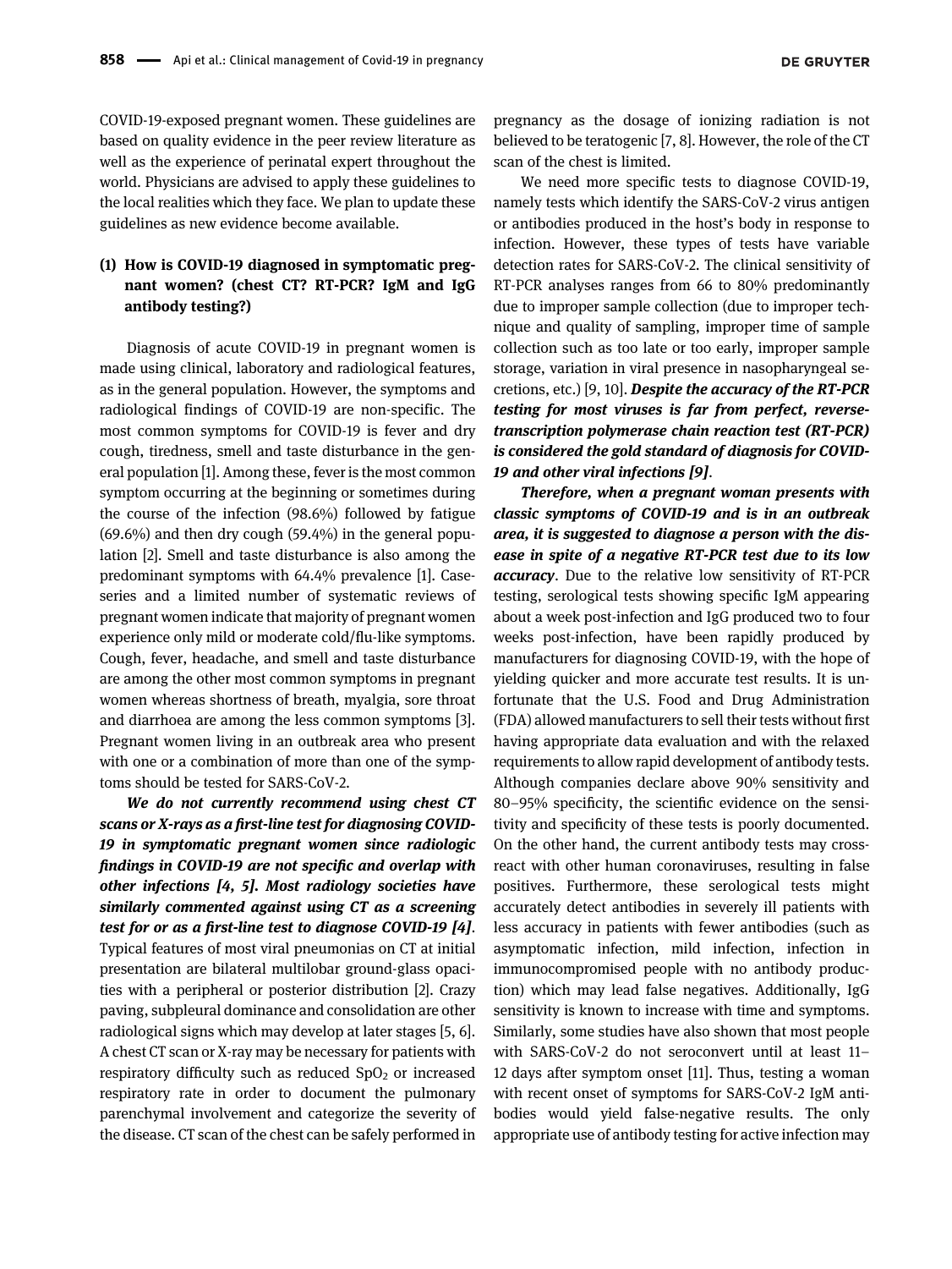COVID-19-exposed pregnant women. These guidelines are based on quality evidence in the peer review literature as well as the experience of perinatal expert throughout the world. Physicians are advised to apply these guidelines to the local realities which they face. We plan to update these guidelines as new evidence become available.

### (1) How is COVID-19 diagnosed in symptomatic pregnant women? (chest CT? RT-PCR? IgM and IgG antibody testing?)

Diagnosis of acute COVID-19 in pregnant women is made using clinical, laboratory and radiological features, as in the general population. However, the symptoms and radiological findings of COVID-19 are non-specific. The most common symptoms for COVID-19 is fever and dry cough, tiredness, smell and taste disturbance in the general population [1]. Among these, fever is the most common symptom occurring at the beginning or sometimes during the course of the infection (98.6%) followed by fatigue (69.6%) and then dry cough (59.4%) in the general population [2]. Smell and taste disturbance is also among the predominant symptoms with 64.4% prevalence [1]. Case-series and a limited number of systematic reviews of pregnant women indicate that majority of pregnant women experience only mild or moderate cold/flu-like symptoms. Cough, fever, headache, and smell and taste disturbance are among the other most common symptoms in pregnant women whereas shortness of breath, myalgia, sore throat and diarrhoea are among the less common symptoms [3]. Pregnant women living in an outbreak area who present with one or a combination of more than one of the symptoms should be tested for SARS-CoV-2.

***We do not currently recommend using chest CT scans or X-rays as a first-line test for diagnosing COVID-19 in symptomatic pregnant women since radiologic findings in COVID-19 are not specific and overlap with other infections [4, 5]. Most radiology societies have similarly commented against using CT as a screening test for or as a first-line test to diagnose COVID-19 [4]***. Typical features of most viral pneumonias on CT at initial presentation are bilateral multilobar ground-glass opacities with a peripheral or posterior distribution [2]. Crazy paving, subpleural dominance and consolidation are other radiological signs which may develop at later stages [5, 6]. A chest CT scan or X-ray may be necessary for patients with respiratory difficulty such as reduced $SpO_2$ or increased respiratory rate in order to document the pulmonary parenchymal involvement and categorize the severity of the disease. CT scan of the chest can be safely performed in pregnancy as the dosage of ionizing radiation is not believed to be teratogenic [7, 8]. However, the role of the CT scan of the chest is limited.

We need more specific tests to diagnose COVID-19, namely tests which identify the SARS-CoV-2 virus antigen or antibodies produced in the host's body in response to infection. However, these types of tests have variable detection rates for SARS-CoV-2. The clinical sensitivity of RT-PCR analyses ranges from 66 to 80% predominantly due to improper sample collection (due to improper technique and quality of sampling, improper time of sample collection such as too late or too early, improper sample storage, variation in viral presence in nasopharyngeal secretions, etc.) [9, 10]. ***Despite the accuracy of the RT-PCR testing for most viruses is far from perfect, reverse-transcription polymerase chain reaction test (RT-PCR) is considered the gold standard of diagnosis for COVID-19 and other viral infections [9]***.

***Therefore, when a pregnant woman presents with classic symptoms of COVID-19 and is in an outbreak area, it is suggested to diagnose a person with the disease in spite of a negative RT-PCR test due to its low accuracy***. Due to the relative low sensitivity of RT-PCR testing, serological tests showing specific IgM appearing about a week post-infection and IgG produced two to four weeks post-infection, have been rapidly produced by manufacturers for diagnosing COVID-19, with the hope of yielding quicker and more accurate test results. It is unfortunate that the U.S. Food and Drug Administration (FDA) allowed manufacturers to sell their tests without first having appropriate data evaluation and with the relaxed requirements to allow rapid development of antibody tests. Although companies declare above 90% sensitivity and 80–95% specificity, the scientific evidence on the sensitivity and specificity of these tests is poorly documented. On the other hand, the current antibody tests may cross-react with other human coronaviruses, resulting in false positives. Furthermore, these serological tests might accurately detect antibodies in severely ill patients with less accuracy in patients with fewer antibodies (such as asymptomatic infection, mild infection, infection in immunocompromised people with no antibody production) which may lead false negatives. Additionally, IgG sensitivity is known to increase with time and symptoms. Similarly, some studies have also shown that most people with SARS-CoV-2 do not seroconvert until at least 11–12 days after symptom onset [11]. Thus, testing a woman with recent onset of symptoms for SARS-CoV-2 IgM antibodies would yield false-negative results. The only appropriate use of antibody testing for active infection may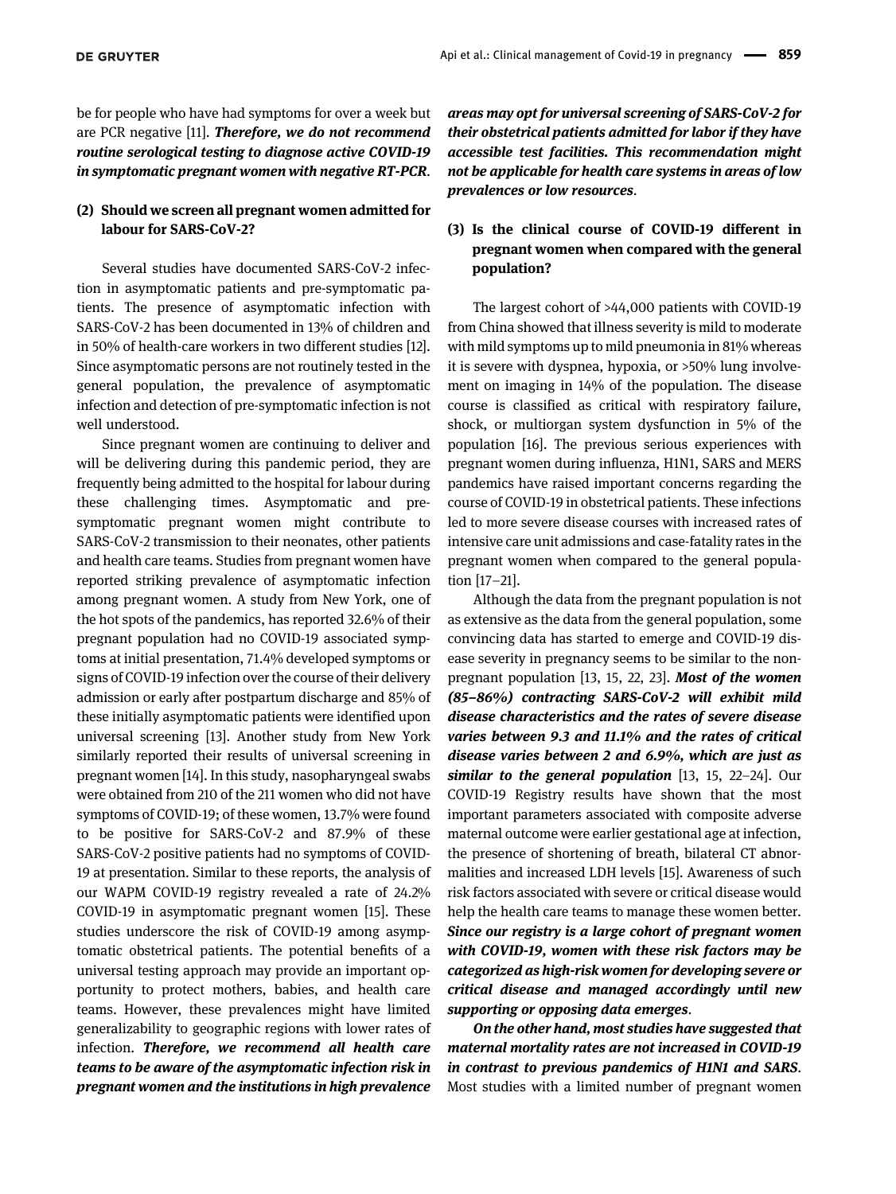be for people who have had symptoms for over a week but are PCR negative [11]. ***Therefore, we do not recommend routine serological testing to diagnose active COVID-19 in symptomatic pregnant women with negative RT-PCR***.

### (2) Should we screen all pregnant women admitted for labour for SARS-CoV-2?

Several studies have documented SARS-CoV-2 infection in asymptomatic patients and pre-symptomatic patients. The presence of asymptomatic infection with SARS-CoV-2 has been documented in 13% of children and in 50% of health-care workers in two different studies [12]. Since asymptomatic persons are not routinely tested in the general population, the prevalence of asymptomatic infection and detection of pre-symptomatic infection is not well understood.

Since pregnant women are continuing to deliver and will be delivering during this pandemic period, they are frequently being admitted to the hospital for labour during these challenging times. Asymptomatic and pre-symptomatic pregnant women might contribute to SARS-CoV-2 transmission to their neonates, other patients and health care teams. Studies from pregnant women have reported striking prevalence of asymptomatic infection among pregnant women. A study from New York, one of the hot spots of the pandemics, has reported 32.6% of their pregnant population had no COVID-19 associated symptoms at initial presentation, 71.4% developed symptoms or signs of COVID-19 infection over the course of their delivery admission or early after postpartum discharge and 85% of these initially asymptomatic patients were identified upon universal screening [13]. Another study from New York similarly reported their results of universal screening in pregnant women [14]. In this study, nasopharyngeal swabs were obtained from 210 of the 211 women who did not have symptoms of COVID-19; of these women, 13.7% were found to be positive for SARS-CoV-2 and 87.9% of these SARS-CoV-2 positive patients had no symptoms of COVID-19 at presentation. Similar to these reports, the analysis of our WAPM COVID-19 registry revealed a rate of 24.2% COVID-19 in asymptomatic pregnant women [15]. These studies underscore the risk of COVID-19 among asymptomatic obstetrical patients. The potential benefits of a universal testing approach may provide an important opportunity to protect mothers, babies, and health care teams. However, these prevalences might have limited generalizability to geographic regions with lower rates of infection. ***Therefore, we recommend all health care teams to be aware of the asymptomatic infection risk in pregnant women and the institutions in high prevalence areas may opt for universal screening of SARS-CoV-2 for their obstetrical patients admitted for labor if they have accessible test facilities. This recommendation might not be applicable for health care systems in areas of low prevalences or low resources***.

### (3) Is the clinical course of COVID-19 different in pregnant women when compared with the general population?

The largest cohort of >44,000 patients with COVID-19 from China showed that illness severity is mild to moderate with mild symptoms up to mild pneumonia in 81% whereas it is severe with dyspnea, hypoxia, or >50% lung involvement on imaging in 14% of the population. The disease course is classified as critical with respiratory failure, shock, or multiorgan system dysfunction in 5% of the population [16]. The previous serious experiences with pregnant women during influenza, H1N1, SARS and MERS pandemics have raised important concerns regarding the course of COVID-19 in obstetrical patients. These infections led to more severe disease courses with increased rates of intensive care unit admissions and case-fatality rates in the pregnant women when compared to the general population [17–21].

Although the data from the pregnant population is not as extensive as the data from the general population, some convincing data has started to emerge and COVID-19 disease severity in pregnancy seems to be similar to the non-pregnant population [13, 15, 22, 23]. ***Most of the women (85–86%) contracting SARS-CoV-2 will exhibit mild disease characteristics and the rates of severe disease varies between 9.3 and 11.1% and the rates of critical disease varies between 2 and 6.9%, which are just as similar to the general population*** [13, 15, 22–24]. Our COVID-19 Registry results have shown that the most important parameters associated with composite adverse maternal outcome were earlier gestational age at infection, the presence of shortening of breath, bilateral CT abnormalities and increased LDH levels [15]. Awareness of such risk factors associated with severe or critical disease would help the health care teams to manage these women better. ***Since our registry is a large cohort of pregnant women with COVID-19, women with these risk factors may be categorized as high-risk women for developing severe or critical disease and managed accordingly until new supporting or opposing data emerges***.

***On the other hand, most studies have suggested that maternal mortality rates are not increased in COVID-19 in contrast to previous pandemics of H1N1 and SARS***. Most studies with a limited number of pregnant women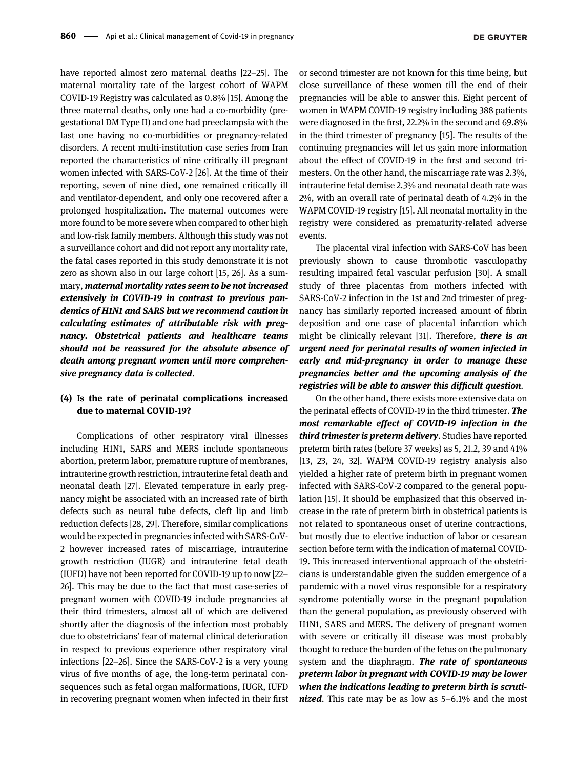have reported almost zero maternal deaths [22–25]. The maternal mortality rate of the largest cohort of WAPM COVID-19 Registry was calculated as 0.8% [15]. Among the three maternal deaths, only one had a co-morbidity (pregestational DM Type II) and one had preeclampsia with the last one having no co-morbidities or pregnancy-related disorders. A recent multi-institution case series from Iran reported the characteristics of nine critically ill pregnant women infected with SARS-CoV-2 [26]. At the time of their reporting, seven of nine died, one remained critically ill and ventilator-dependent, and only one recovered after a prolonged hospitalization. The maternal outcomes were more found to be more severe when compared to other high and low-risk family members. Although this study was not a surveillance cohort and did not report any mortality rate, the fatal cases reported in this study demonstrate it is not zero as shown also in our large cohort [15, 26]. As a summary, ***maternal mortality rates seem to be not increased extensively in COVID-19 in contrast to previous pandemics of H1N1 and SARS but we recommend caution in calculating estimates of attributable risk with pregnancy. Obstetrical patients and healthcare teams should not be reassured for the absolute absence of death among pregnant women until more comprehensive pregnancy data is collected***.

### (4) Is the rate of perinatal complications increased due to maternal COVID-19?

Complications of other respiratory viral illnesses including H1N1, SARS and MERS include spontaneous abortion, preterm labor, premature rupture of membranes, intrauterine growth restriction, intrauterine fetal death and neonatal death [27]. Elevated temperature in early pregnancy might be associated with an increased rate of birth defects such as neural tube defects, cleft lip and limb reduction defects [28, 29]. Therefore, similar complications would be expected in pregnancies infected with SARS-CoV-2 however increased rates of miscarriage, intrauterine growth restriction (IUGR) and intrauterine fetal death (IUFD) have not been reported for COVID-19 up to now [22–26]. This may be due to the fact that most case-series of pregnant women with COVID-19 include pregnancies at their third trimesters, almost all of which are delivered shortly after the diagnosis of the infection most probably due to obstetricians' fear of maternal clinical deterioration in respect to previous experience other respiratory viral infections [22–26]. Since the SARS-CoV-2 is a very young virus of five months of age, the long-term perinatal consequences such as fetal organ malformations, IUGR, IUFD in recovering pregnant women when infected in their first or second trimester are not known for this time being, but close surveillance of these women till the end of their pregnancies will be able to answer this. Eight percent of women in WAPM COVID-19 registry including 388 patients were diagnosed in the first, 22.2% in the second and 69.8% in the third trimester of pregnancy [15]. The results of the continuing pregnancies will let us gain more information about the effect of COVID-19 in the first and second trimesters. On the other hand, the miscarriage rate was 2.3%, intrauterine fetal demise 2.3% and neonatal death rate was 2%, with an overall rate of perinatal death of 4.2% in the WAPM COVID-19 registry [15]. All neonatal mortality in the registry were considered as prematurity-related adverse events.

The placental viral infection with SARS-CoV has been previously shown to cause thrombotic vasculopathy resulting impaired fetal vascular perfusion [30]. A small study of three placentas from mothers infected with SARS-CoV-2 infection in the 1st and 2nd trimester of pregnancy has similarly reported increased amount of fibrin deposition and one case of placental infarction which might be clinically relevant [31]. Therefore, ***there is an urgent need for perinatal results of women infected in early and mid-pregnancy in order to manage these pregnancies better and the upcoming analysis of the registries will be able to answer this difficult question***.

On the other hand, there exists more extensive data on the perinatal effects of COVID-19 in the third trimester. ***The most remarkable effect of COVID-19 infection in the third trimester is preterm delivery***. Studies have reported preterm birth rates (before 37 weeks) as 5, 21.2, 39 and 41% [13, 23, 24, 32]. WAPM COVID-19 registry analysis also yielded a higher rate of preterm birth in pregnant women infected with SARS-CoV-2 compared to the general population [15]. It should be emphasized that this observed increase in the rate of preterm birth in obstetrical patients is not related to spontaneous onset of uterine contractions, but mostly due to elective induction of labor or cesarean section before term with the indication of maternal COVID-19. This increased interventional approach of the obstetricians is understandable given the sudden emergence of a pandemic with a novel virus responsible for a respiratory syndrome potentially worse in the pregnant population than the general population, as previously observed with H1N1, SARS and MERS. The delivery of pregnant women with severe or critically ill disease was most probably thought to reduce the burden of the fetus on the pulmonary system and the diaphragm. ***The rate of spontaneous preterm labor in pregnant with COVID-19 may be lower when the indications leading to preterm birth is scrutinized***. This rate may be as low as 5–6.1% and the most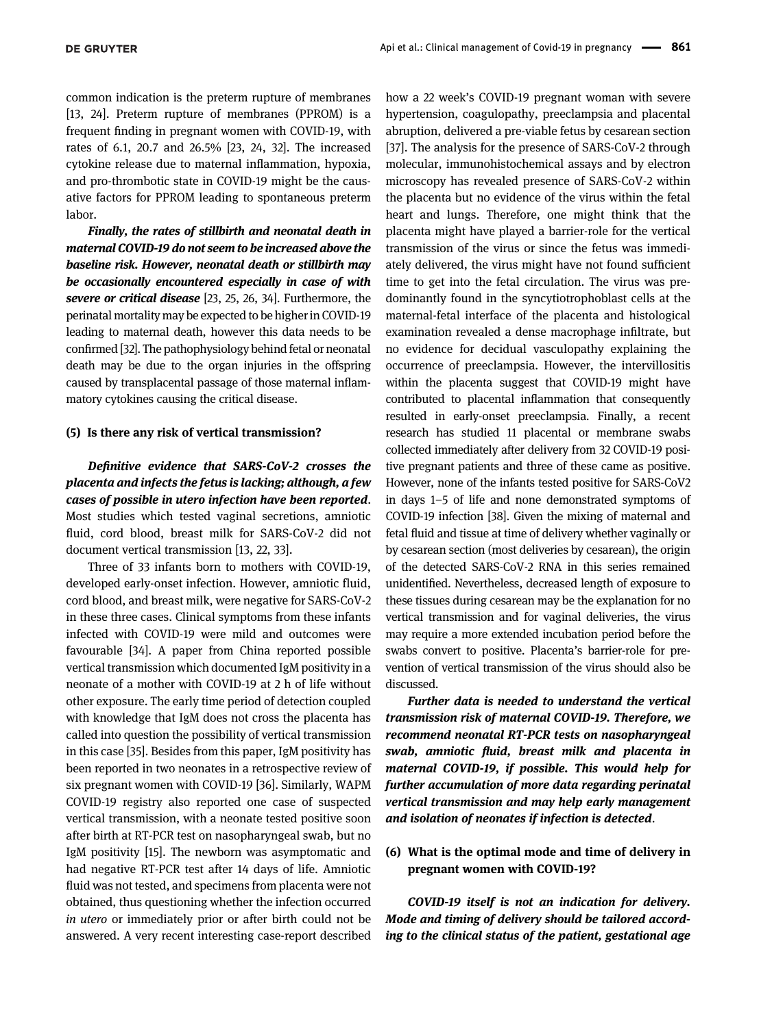common indication is the preterm rupture of membranes [13, 24]. Preterm rupture of membranes (PPROM) is a frequent finding in pregnant women with COVID-19, with rates of 6.1, 20.7 and 26.5% [23, 24, 32]. The increased cytokine release due to maternal inflammation, hypoxia, and pro-thrombotic state in COVID-19 might be the causative factors for PPROM leading to spontaneous preterm labor.

***Finally, the rates of stillbirth and neonatal death in maternal COVID-19 do not seem to be increased above the baseline risk. However, neonatal death or stillbirth may be occasionally encountered especially in case of with severe or critical disease*** [23, 25, 26, 34]. Furthermore, the perinatal mortality may be expected to be higher in COVID-19 leading to maternal death, however this data needs to be confirmed [32]. The pathophysiology behind fetal or neonatal death may be due to the organ injuries in the offspring caused by transplacental passage of those maternal inflammatory cytokines causing the critical disease.

### (5) Is there any risk of vertical transmission?

***Definitive evidence that SARS-CoV-2 crosses the placenta and infects the fetus is lacking; although, a few cases of possible in utero infection have been reported***. Most studies which tested vaginal secretions, amniotic fluid, cord blood, breast milk for SARS-CoV-2 did not document vertical transmission [13, 22, 33].

Three of 33 infants born to mothers with COVID-19, developed early-onset infection. However, amniotic fluid, cord blood, and breast milk, were negative for SARS-CoV-2 in these three cases. Clinical symptoms from these infants infected with COVID-19 were mild and outcomes were favourable [34]. A paper from China reported possible vertical transmission which documented IgM positivity in a neonate of a mother with COVID-19 at 2 h of life without other exposure. The early time period of detection coupled with knowledge that IgM does not cross the placenta has called into question the possibility of vertical transmission in this case [35]. Besides from this paper, IgM positivity has been reported in two neonates in a retrospective review of six pregnant women with COVID-19 [36]. Similarly, WAPM COVID-19 registry also reported one case of suspected vertical transmission, with a neonate tested positive soon after birth at RT-PCR test on nasopharyngeal swab, but no IgM positivity [15]. The newborn was asymptomatic and had negative RT-PCR test after 14 days of life. Amniotic fluid was not tested, and specimens from placenta were not obtained, thus questioning whether the infection occurred *in utero* or immediately prior or after birth could not be answered. A very recent interesting case-report described how a 22 week's COVID-19 pregnant woman with severe hypertension, coagulopathy, preeclampsia and placental abruption, delivered a pre-viable fetus by cesarean section [37]. The analysis for the presence of SARS-CoV-2 through molecular, immunohistochemical assays and by electron microscopy has revealed presence of SARS-CoV-2 within the placenta but no evidence of the virus within the fetal heart and lungs. Therefore, one might think that the placenta might have played a barrier-role for the vertical transmission of the virus or since the fetus was immediately delivered, the virus might have not found sufficient time to get into the fetal circulation. The virus was predominantly found in the syncytiotrophoblast cells at the maternal-fetal interface of the placenta and histological examination revealed a dense macrophage infiltrate, but no evidence for decidual vasculopathy explaining the occurrence of preeclampsia. However, the intervillositis within the placenta suggest that COVID-19 might have contributed to placental inflammation that consequently resulted in early-onset preeclampsia. Finally, a recent research has studied 11 placental or membrane swabs collected immediately after delivery from 32 COVID-19 positive pregnant patients and three of these came as positive. However, none of the infants tested positive for SARS-CoV2 in days 1–5 of life and none demonstrated symptoms of COVID-19 infection [38]. Given the mixing of maternal and fetal fluid and tissue at time of delivery whether vaginally or by cesarean section (most deliveries by cesarean), the origin of the detected SARS-CoV-2 RNA in this series remained unidentified. Nevertheless, decreased length of exposure to these tissues during cesarean may be the explanation for no vertical transmission and for vaginal deliveries, the virus may require a more extended incubation period before the swabs convert to positive. Placenta's barrier-role for prevention of vertical transmission of the virus should also be discussed.

***Further data is needed to understand the vertical transmission risk of maternal COVID-19. Therefore, we recommend neonatal RT-PCR tests on nasopharyngeal swab, amniotic fluid, breast milk and placenta in maternal COVID-19, if possible. This would help for further accumulation of more data regarding perinatal vertical transmission and may help early management and isolation of neonates if infection is detected***.

### (6) What is the optimal mode and time of delivery in pregnant women with COVID-19?

***COVID-19 itself is not an indication for delivery. Mode and timing of delivery should be tailored according to the clinical status of the patient, gestational age***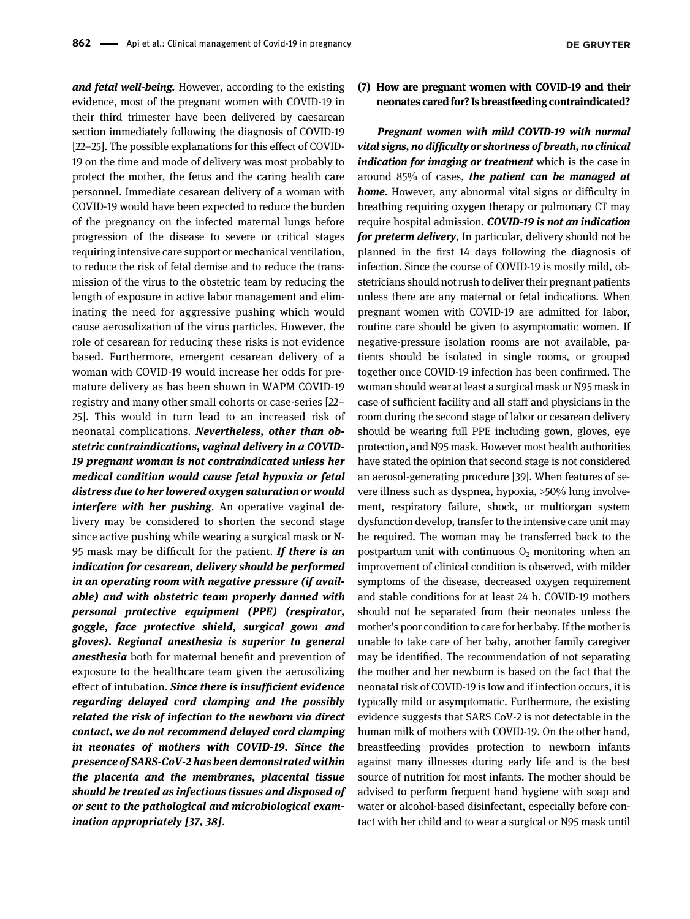***and fetal well-being.*** However, according to the existing evidence, most of the pregnant women with COVID-19 in their third trimester have been delivered by caesarean section immediately following the diagnosis of COVID-19 [22–25]. The possible explanations for this effect of COVID-19 on the time and mode of delivery was most probably to protect the mother, the fetus and the caring health care personnel. Immediate cesarean delivery of a woman with COVID-19 would have been expected to reduce the burden of the pregnancy on the infected maternal lungs before progression of the disease to severe or critical stages requiring intensive care support or mechanical ventilation, to reduce the risk of fetal demise and to reduce the transmission of the virus to the obstetric team by reducing the length of exposure in active labor management and eliminating the need for aggressive pushing which would cause aerosolization of the virus particles. However, the role of cesarean for reducing these risks is not evidence based. Furthermore, emergent cesarean delivery of a woman with COVID-19 would increase her odds for premature delivery as has been shown in WAPM COVID-19 registry and many other small cohorts or case-series [22–25]. This would in turn lead to an increased risk of neonatal complications. ***Nevertheless, other than obstetric contraindications, vaginal delivery in a COVID-19 pregnant woman is not contraindicated unless her medical condition would cause fetal hypoxia or fetal distress due to her lowered oxygen saturation or would interfere with her pushing***. An operative vaginal delivery may be considered to shorten the second stage since active pushing while wearing a surgical mask or N-95 mask may be difficult for the patient. ***If there is an indication for cesarean, delivery should be performed in an operating room with negative pressure (if available) and with obstetric team properly donned with personal protective equipment (PPE) (respirator, goggle, face protective shield, surgical gown and gloves). Regional anesthesia is superior to general anesthesia*** both for maternal benefit and prevention of exposure to the healthcare team given the aerosolizing effect of intubation. ***Since there is insufficient evidence regarding delayed cord clamping and the possibly related the risk of infection to the newborn via direct contact, we do not recommend delayed cord clamping in neonates of mothers with COVID-19. Since the presence of SARS-CoV-2 has been demonstrated within the placenta and the membranes, placental tissue should be treated as infectious tissues and disposed of or sent to the pathological and microbiological examination appropriately [37, 38]***.

**(7) How are pregnant women with COVID-19 and their neonates cared for? Is breastfeeding contraindicated?**

***Pregnant women with mild COVID-19 with normal vital signs, no difficulty or shortness of breath, no clinical indication for imaging or treatment*** which is the case in around 85% of cases, ***the patient can be managed at home***. However, any abnormal vital signs or difficulty in breathing requiring oxygen therapy or pulmonary CT may require hospital admission. ***COVID-19 is not an indication for preterm delivery***, In particular, delivery should not be planned in the first 14 days following the diagnosis of infection. Since the course of COVID-19 is mostly mild, obstetricians should not rush to deliver their pregnant patients unless there are any maternal or fetal indications. When pregnant women with COVID-19 are admitted for labor, routine care should be given to asymptomatic women. If negative-pressure isolation rooms are not available, patients should be isolated in single rooms, or grouped together once COVID-19 infection has been confirmed. The woman should wear at least a surgical mask or N95 mask in case of sufficient facility and all staff and physicians in the room during the second stage of labor or cesarean delivery should be wearing full PPE including gown, gloves, eye protection, and N95 mask. However most health authorities have stated the opinion that second stage is not considered an aerosol-generating procedure [39]. When features of severe illness such as dyspnea, hypoxia, >50% lung involvement, respiratory failure, shock, or multiorgan system dysfunction develop, transfer to the intensive care unit may be required. The woman may be transferred back to the postpartum unit with continuous $O_2$ monitoring when an improvement of clinical condition is observed, with milder symptoms of the disease, decreased oxygen requirement and stable conditions for at least 24 h. COVID-19 mothers should not be separated from their neonates unless the mother's poor condition to care for her baby. If the mother is unable to take care of her baby, another family caregiver may be identified. The recommendation of not separating the mother and her newborn is based on the fact that the neonatal risk of COVID-19 is low and if infection occurs, it is typically mild or asymptomatic. Furthermore, the existing evidence suggests that SARS CoV-2 is not detectable in the human milk of mothers with COVID-19. On the other hand, breastfeeding provides protection to newborn infants against many illnesses during early life and is the best source of nutrition for most infants. The mother should be advised to perform frequent hand hygiene with soap and water or alcohol-based disinfectant, especially before contact with her child and to wear a surgical or N95 mask until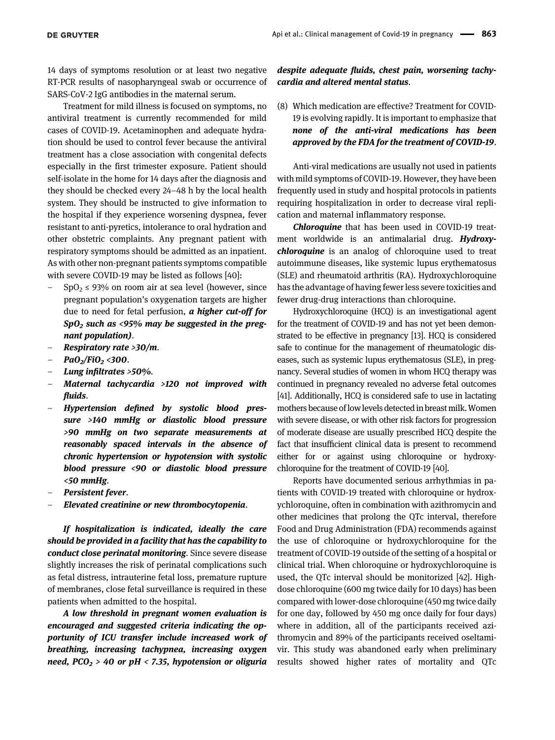14 days of symptoms resolution or at least two negative RT-PCR results of nasopharyngeal swab or occurrence of SARS-CoV-2 IgG antibodies in the maternal serum.

Treatment for mild illness is focused on symptoms, no antiviral treatment is currently recommended for mild cases of COVID-19. Acetaminophen and adequate hydration should be used to control fever because the antiviral treatment has a close association with congenital defects especially in the first trimester exposure. Patient should self-isolate in the home for 14 days after the diagnosis and they should be checked every 24–48 h by the local health system. They should be instructed to give information to the hospital if they experience worsening dyspnea, fever resistant to anti-pyretics, intolerance to oral hydration and other obstetric complaints. Any pregnant patient with respiratory symptoms should be admitted as an inpatient. As with other non-pregnant patients symptoms compatible with severe COVID-19 may be listed as follows [40]:

- $SpO_2 \leq 93\%$ on room air at sea level (however, since pregnant population's oxygenation targets are higher due to need for fetal perfusion, ***a higher cut-off for*** $SpO_2$ ***such as <95% may be suggested in the pregnant population)***.
- ***Respiratory rate >30/m***.
- $PaO_2/FiO_2$ ***<300***.
- ***Lung infiltrates >50%***.
- ***Maternal tachycardia >120 not improved with fluids***.
- ***Hypertension defined by systolic blood pressure >140 mmHg or diastolic blood pressure >90 mmHg on two separate measurements at reasonably spaced intervals in the absence of chronic hypertension or hypotension with systolic blood pressure <90 or diastolic blood pressure <50 mmHg***.
- ***Persistent fever***.
- ***Elevated creatinine or new thrombocytopenia***.

***If hospitalization is indicated, ideally the care should be provided in a facility that has the capability to conduct close perinatal monitoring***. Since severe disease slightly increases the risk of perinatal complications such as fetal distress, intrauterine fetal loss, premature rupture of membranes, close fetal surveillance is required in these patients when admitted to the hospital.

***A low threshold in pregnant women evaluation is encouraged and suggested criteria indicating the opportunity of ICU transfer include increased work of breathing, increasing tachypnea, increasing oxygen need,*** $PCO_2 > 40$ ***or pH < 7.35, hypotension or oliguria despite adequate fluids, chest pain, worsening tachycardia and altered mental status***.

(8) Which medication are effective? Treatment for COVID-19 is evolving rapidly. It is important to emphasize that ***none of the anti-viral medications has been approved by the FDA for the treatment of COVID-19***.

Anti-viral medications are usually not used in patients with mild symptoms of COVID-19. However, they have been frequently used in study and hospital protocols in patients requiring hospitalization in order to decrease viral replication and maternal inflammatory response.

***Chloroquine*** that has been used in COVID-19 treatment worldwide is an antimalarial drug. ***Hydroxychloroquine*** is an analog of chloroquine used to treat autoimmune diseases, like systemic lupus erythematosus (SLE) and rheumatoid arthritis (RA). Hydroxychloroquine has the advantage of having fewer less severe toxicities and fewer drug-drug interactions than chloroquine.

Hydroxychloroquine (HCQ) is an investigational agent for the treatment of COVID-19 and has not yet been demonstrated to be effective in pregnancy [13]. HCQ is considered safe to continue for the management of rheumatologic diseases, such as systemic lupus erythematosus (SLE), in pregnancy. Several studies of women in whom HCQ therapy was continued in pregnancy revealed no adverse fetal outcomes [41]. Additionally, HCQ is considered safe to use in lactating mothers because of low levels detected in breast milk. Women with severe disease, or with other risk factors for progression of moderate disease are usually prescribed HCQ despite the fact that insufficient clinical data is present to recommend either for or against using chloroquine or hydroxychloroquine for the treatment of COVID-19 [40].

Reports have documented serious arrhythmias in patients with COVID-19 treated with chloroquine or hydroxychloroquine, often in combination with azithromycin and other medicines that prolong the QTc interval, therefore Food and Drug Administration (FDA) recommends against the use of chloroquine or hydroxychloroquine for the treatment of COVID-19 outside of the setting of a hospital or clinical trial. When chloroquine or hydroxychloroquine is used, the QTc interval should be monitorized [42]. High-dose chloroquine (600 mg twice daily for 10 days) has been compared with lower-dose chloroquine (450 mg twice daily for one day, followed by 450 mg once daily for four days) where in addition, all of the participants received azithromycin and 89% of the participants received oseltamivir. This study was abandoned early when preliminary results showed higher rates of mortality and QTc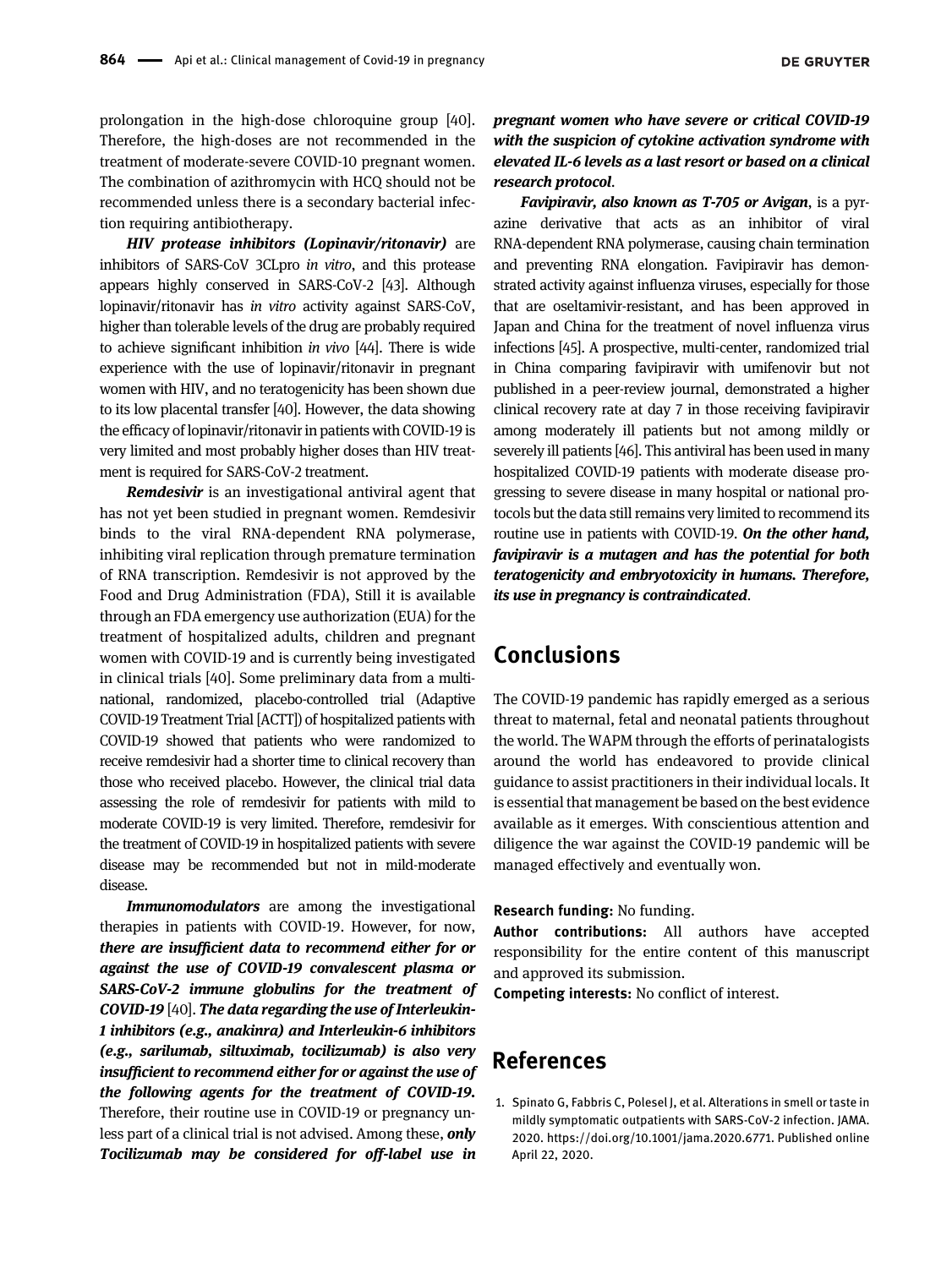prolongation in the high-dose chloroquine group [40]. Therefore, the high-doses are not recommended in the treatment of moderate-severe COVID-10 pregnant women. The combination of azithromycin with HCQ should not be recommended unless there is a secondary bacterial infection requiring antibiotherapy.

***HIV protease inhibitors (Lopinavir/ritonavir)*** are inhibitors of SARS-CoV 3CLpro *in vitro*, and this protease appears highly conserved in SARS-CoV-2 [43]. Although lopinavir/ritonavir has *in vitro* activity against SARS-CoV, higher than tolerable levels of the drug are probably required to achieve significant inhibition *in vivo* [44]. There is wide experience with the use of lopinavir/ritonavir in pregnant women with HIV, and no teratogenicity has been shown due to its low placental transfer [40]. However, the data showing the efficacy of lopinavir/ritonavir in patients with COVID-19 is very limited and most probably higher doses than HIV treatment is required for SARS-CoV-2 treatment.

***Remdesivir*** is an investigational antiviral agent that has not yet been studied in pregnant women. Remdesivir binds to the viral RNA-dependent RNA polymerase, inhibiting viral replication through premature termination of RNA transcription. Remdesivir is not approved by the Food and Drug Administration (FDA), Still it is available through an FDA emergency use authorization (EUA) for the treatment of hospitalized adults, children and pregnant women with COVID-19 and is currently being investigated in clinical trials [40]. Some preliminary data from a multinational, randomized, placebo-controlled trial (Adaptive COVID-19 Treatment Trial [ACTT]) of hospitalized patients with COVID-19 showed that patients who were randomized to receive remdesivir had a shorter time to clinical recovery than those who received placebo. However, the clinical trial data assessing the role of remdesivir for patients with mild to moderate COVID-19 is very limited. Therefore, remdesivir for the treatment of COVID-19 in hospitalized patients with severe disease may be recommended but not in mild-moderate disease.

***Immunomodulators*** are among the investigational therapies in patients with COVID-19. However, for now, ***there are insufficient data to recommend either for or against the use of COVID-19 convalescent plasma or SARS-CoV-2 immune globulins for the treatment of COVID-19*** [40]. ***The data regarding the use of Interleukin-1 inhibitors (e.g., anakinra) and Interleukin-6 inhibitors (e.g., sarilumab, siltuximab, tocilizumab) is also very insufficient to recommend either for or against the use of the following agents for the treatment of COVID-19.*** Therefore, their routine use in COVID-19 or pregnancy unless part of a clinical trial is not advised. Among these, ***only Tocilizumab may be considered for off-label use in pregnant women who have severe or critical COVID-19 with the suspicion of cytokine activation syndrome with elevated IL-6 levels as a last resort or based on a clinical research protocol***.

***Favipiravir, also known as T-705 or Avigan***, is a pyrazine derivative that acts as an inhibitor of viral RNA-dependent RNA polymerase, causing chain termination and preventing RNA elongation. Favipiravir has demonstrated activity against influenza viruses, especially for those that are oseltamivir-resistant, and has been approved in Japan and China for the treatment of novel influenza virus infections [45]. A prospective, multi-center, randomized trial in China comparing favipiravir with umifenovir but not published in a peer-review journal, demonstrated a higher clinical recovery rate at day 7 in those receiving favipiravir among moderately ill patients but not among mildly or severely ill patients [46]. This antiviral has been used in many hospitalized COVID-19 patients with moderate disease progressing to severe disease in many hospital or national protocols but the data still remains very limited to recommend its routine use in patients with COVID-19. ***On the other hand, favipiravir is a mutagen and has the potential for both teratogenicity and embryotoxicity in humans. Therefore, its use in pregnancy is contraindicated***.

## Conclusions

The COVID-19 pandemic has rapidly emerged as a serious threat to maternal, fetal and neonatal patients throughout the world. The WAPM through the efforts of perinatalogists around the world has endeavored to provide clinical guidance to assist practitioners in their individual locals. It is essential that management be based on the best evidence available as it emerges. With conscientious attention and diligence the war against the COVID-19 pandemic will be managed effectively and eventually won.

**Research funding:** No funding.

**Author contributions:** All authors have accepted responsibility for the entire content of this manuscript and approved its submission.

**Competing interests:** No conflict of interest.

## References

1. Spinato G, Fabbris C, Polesel J, et al. Alterations in smell or taste in mildly symptomatic outpatients with SARS-CoV-2 infection. JAMA. 2020. https://doi.org/10.1001/jama.2020.6771. Published online April 22, 2020.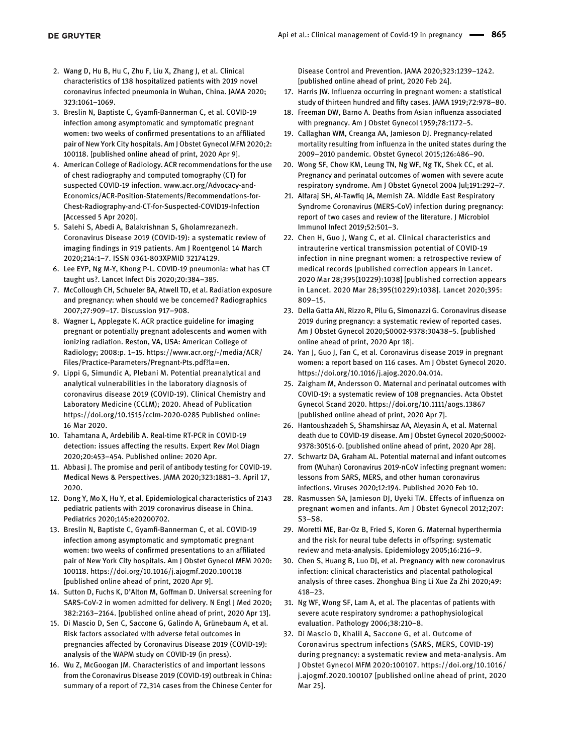2. Wang D, Hu B, Hu C, Zhu F, Liu X, Zhang J, et al. Clinical characteristics of 138 hospitalized patients with 2019 novel coronavirus infected pneumonia in Wuhan, China. JAMA 2020; 323:1061–1069.
3. Breslin N, Baptiste C, Gyamfi-Bannerman C, et al. COVID-19 infection among asymptomatic and symptomatic pregnant women: two weeks of confirmed presentations to an affiliated pair of New York City hospitals. Am J Obstet Gynecol MFM 2020;2: 100118. [published online ahead of print, 2020 Apr 9].
4. American College of Radiology. ACR recommendations for the use of chest radiography and computed tomography (CT) for suspected COVID-19 infection. www.acr.org/Advocacy-and-Economics/ACR-Position-Statements/Recommendations-for-Chest-Radiography-and-CT-for-Suspected-COVID19-Infection [Accessed 5 Apr 2020].
5. Salehi S, Abedi A, Balakrishnan S, Gholamrezanezh. Coronavirus Disease 2019 (COVID-19): a systematic review of imaging findings in 919 patients. Am J Roentgenol 14 March 2020;214:1–7. ISSN 0361-803XPMID 32174129.
6. Lee EYP, Ng M-Y, Khong P-L. COVID-19 pneumonia: what has CT taught us?. Lancet Infect Dis 2020;20:384–385.
7. McCollough CH, Schueler BA, Atwell TD, et al. Radiation exposure and pregnancy: when should we be concerned? Radiographics 2007;27:909–17. Discussion 917–908.
8. Wagner L, Applegate K. ACR practice guideline for imaging pregnant or potentially pregnant adolescents and women with ionizing radiation. Reston, VA, USA: American College of Radiology; 2008:p. 1–15. https://www.acr.org/-/media/ACR/Files/Practice-Parameters/Pregnant-Pts.pdf?la=en.
9. Lippi G, Simundic A, Plebani M. Potential preanalytical and analytical vulnerabilities in the laboratory diagnosis of coronavirus disease 2019 (COVID-19). Clinical Chemistry and Laboratory Medicine (CCLM); 2020. Ahead of Publication https://doi.org/10.1515/cclm-2020-0285 Published online: 16 Mar 2020.
10. Tahamtana A, Ardebilib A. Real-time RT-PCR in COVID-19 detection: issues affecting the results. Expert Rev Mol Diagn 2020;20:453–454. Published online: 2020 Apr.
11. Abbasi J. The promise and peril of antibody testing for COVID-19. Medical News & Perspectives. JAMA 2020;323:1881–3. April 17, 2020.
12. Dong Y, Mo X, Hu Y, et al. Epidemiological characteristics of 2143 pediatric patients with 2019 coronavirus disease in China. Pediatrics 2020;145:e20200702.
13. Breslin N, Baptiste C, Gyamfi-Bannerman C, et al. COVID-19 infection among asymptomatic and symptomatic pregnant women: two weeks of confirmed presentations to an affiliated pair of New York City hospitals. Am J Obstet Gynecol MFM 2020: 100118. https://doi.org/10.1016/j.ajogmf.2020.100118 [published online ahead of print, 2020 Apr 9].
14. Sutton D, Fuchs K, D'Alton M, Goffman D. Universal screening for SARS-CoV-2 in women admitted for delivery. N Engl J Med 2020; 382:2163–2164. [published online ahead of print, 2020 Apr 13].
15. Di Mascio D, Sen C, Saccone G, Galindo A, Grünebaum A, et al. Risk factors associated with adverse fetal outcomes in pregnancies affected by Coronavirus Disease 2019 (COVID-19): analysis of the WAPM study on COVID-19 (in press).
16. Wu Z, McGoogan JM. Characteristics of and important lessons from the Coronavirus Disease 2019 (COVID-19) outbreak in China: summary of a report of 72,314 cases from the Chinese Center for Disease Control and Prevention. JAMA 2020;323:1239–1242. [published online ahead of print, 2020 Feb 24].
17. Harris JW. Influenza occurring in pregnant women: a statistical study of thirteen hundred and fifty cases. JAMA 1919;72:978–80.
18. Freeman DW, Barno A. Deaths from Asian influenza associated with pregnancy. Am J Obstet Gynecol 1959;78:1172–5.
19. Callaghan WM, Creanga AA, Jamieson DJ. Pregnancy-related mortality resulting from influenza in the united states during the 2009–2010 pandemic. Obstet Gynecol 2015;126:486–90.
20. Wong SF, Chow KM, Leung TN, Ng WF, Ng TK, Shek CC, et al. Pregnancy and perinatal outcomes of women with severe acute respiratory syndrome. Am J Obstet Gynecol 2004 Jul;191:292–7.
21. Alfaraj SH, Al-Tawfiq JA, Memish ZA. Middle East Respiratory Syndrome Coronavirus (MERS-CoV) infection during pregnancy: report of two cases and review of the literature. J Microbiol Immunol Infect 2019;52:501–3.
22. Chen H, Guo J, Wang C, et al. Clinical characteristics and intrauterine vertical transmission potential of COVID-19 infection in nine pregnant women: a retrospective review of medical records [published correction appears in Lancet. 2020 Mar 28;395(10229):1038] [published correction appears in Lancet. 2020 Mar 28;395(10229):1038]. Lancet 2020;395: 809–15.
23. Della Gatta AN, Rizzo R, Pilu G, Simonazzi G. Coronavirus disease 2019 during pregnancy: a systematic review of reported cases. Am J Obstet Gynecol 2020;S0002-9378:30438–5. [published online ahead of print, 2020 Apr 18].
24. Yan J, Guo J, Fan C, et al. Coronavirus disease 2019 in pregnant women: a report based on 116 cases. Am J Obstet Gynecol 2020. https://doi.org/10.1016/j.ajog.2020.04.014.
25. Zaigham M, Andersson O. Maternal and perinatal outcomes with COVID-19: a systematic review of 108 pregnancies. Acta Obstet Gynecol Scand 2020. https://doi.org/10.1111/aogs.13867 [published online ahead of print, 2020 Apr 7].
26. Hantoushzadeh S, Shamshirsaz AA, Aleyasin A, et al. Maternal death due to COVID-19 disease. Am J Obstet Gynecol 2020;S0002-9378:30516-0. [published online ahead of print, 2020 Apr 28].
27. Schwartz DA, Graham AL. Potential maternal and infant outcomes from (Wuhan) Coronavirus 2019-nCoV infecting pregnant women: lessons from SARS, MERS, and other human coronavirus infections. Viruses 2020;12:194. Published 2020 Feb 10.
28. Rasmussen SA, Jamieson DJ, Uyeki TM. Effects of influenza on pregnant women and infants. Am J Obstet Gynecol 2012;207: S3–S8.
29. Moretti ME, Bar-Oz B, Fried S, Koren G. Maternal hyperthermia and the risk for neural tube defects in offspring: systematic review and meta-analysis. Epidemiology 2005;16:216–9.
30. Chen S, Huang B, Luo DJ, et al. Pregnancy with new coronavirus infection: clinical characteristics and placental pathological analysis of three cases. Zhonghua Bing Li Xue Za Zhi 2020;49: 418–23.
31. Ng WF, Wong SF, Lam A, et al. The placentas of patients with severe acute respiratory syndrome: a pathophysiological evaluation. Pathology 2006;38:210–8.
32. Di Mascio D, Khalil A, Saccone G, et al. Outcome of Coronavirus spectrum infections (SARS, MERS, COVID-19) during pregnancy: a systematic review and meta-analysis. Am J Obstet Gynecol MFM 2020:100107. https://doi.org/10.1016/j.ajogmf.2020.100107 [published online ahead of print, 2020 Mar 25].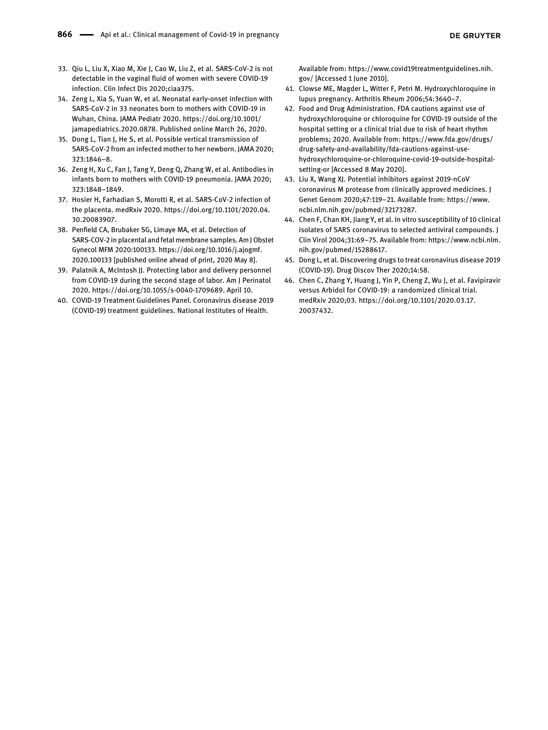33. Qiu L, Liu X, Xiao M, Xie J, Cao W, Liu Z, et al. SARS-CoV-2 is not detectable in the vaginal fluid of women with severe COVID-19 infection. Clin Infect Dis 2020;ciaa375.
34. Zeng L, Xia S, Yuan W, et al. Neonatal early-onset infection with SARS-CoV-2 in 33 neonates born to mothers with COVID-19 in Wuhan, China. JAMA Pediatr 2020. https://doi.org/10.1001/jamapediatrics.2020.0878. Published online March 26, 2020.
35. Dong L, Tian J, He S, et al. Possible vertical transmission of SARS-CoV-2 from an infected mother to her newborn. JAMA 2020; 323:1846–8.
36. Zeng H, Xu C, Fan J, Tang Y, Deng Q, Zhang W, et al. Antibodies in infants born to mothers with COVID-19 pneumonia. JAMA 2020; 323:1848–1849.
37. Hosier H, Farhadian S, Morotti R, et al. SARS-CoV-2 infection of the placenta. medRxiv 2020. https://doi.org/10.1101/2020.04.30.20083907.
38. Penfield CA, Brubaker SG, Limaye MA, et al. Detection of SARS-COV-2 in placental and fetal membrane samples. Am J Obstet Gynecol MFM 2020:100133. https://doi.org/10.1016/j.ajogmf.2020.100133 [published online ahead of print, 2020 May 8].
39. Palatnik A, McIntosh JJ. Protecting labor and delivery personnel from COVID-19 during the second stage of labor. Am J Perinatol 2020. https://doi.org/10.1055/s-0040-1709689. April 10.
40. COVID-19 Treatment Guidelines Panel. Coronavirus disease 2019 (COVID-19) treatment guidelines. National Institutes of Health. Available from: https://www.covid19treatmentguidelines.nih.gov/ [Accessed 1 June 2010].
41. Clowse ME, Magder L, Witter F, Petri M. Hydroxychloroquine in lupus pregnancy. Arthritis Rheum 2006;54:3640–7.
42. Food and Drug Administration. FDA cautions against use of hydroxychloroquine or chloroquine for COVID-19 outside of the hospital setting or a clinical trial due to risk of heart rhythm problems; 2020. Available from: https://www.fda.gov/drugs/drug-safety-and-availability/fda-cautions-against-use-hydroxychloroquine-or-chloroquine-covid-19-outside-hospital-setting-or [Accessed 8 May 2020].
43. Liu X, Wang XJ. Potential inhibitors against 2019-nCoV coronavirus M protease from clinically approved medicines. J Genet Genom 2020;47:119–21. Available from: https://www.ncbi.nlm.nih.gov/pubmed/32173287.
44. Chen F, Chan KH, Jiang Y, et al. In vitro susceptibility of 10 clinical isolates of SARS coronavirus to selected antiviral compounds. J Clin Virol 2004;31:69–75. Available from: https://www.ncbi.nlm.nih.gov/pubmed/15288617.
45. Dong L, et al. Discovering drugs to treat coronavirus disease 2019 (COVID-19). Drug Discov Ther 2020;14:58.
46. Chen C, Zhang Y, Huang J, Yin P, Cheng Z, Wu J, et al. Favipiravir versus Arbidol for COVID-19: a randomized clinical trial. medRxiv 2020;03. https://doi.org/10.1101/2020.03.17.20037432.